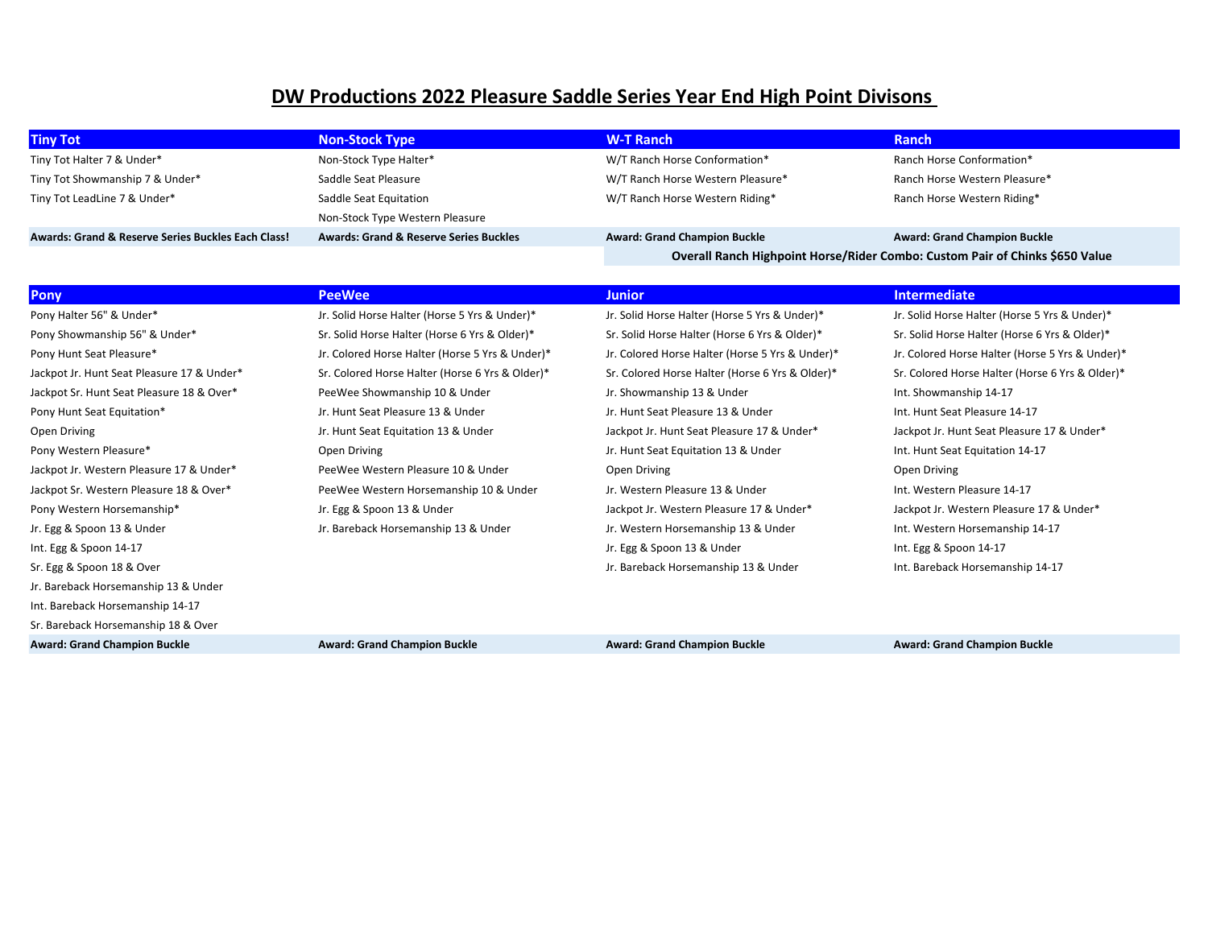# DW Productions 2022 Pleasure Saddle Series Year End High Point Divisons

| Tiny Tot | Non-Stock Type | W-T Ranch | Ranch |
|---|---|---|---|
| Tiny Tot Halter 7 & Under* | Non-Stock Type Halter* | W/T Ranch Horse Conformation* | Ranch Horse Conformation* |
| Tiny Tot Showmanship 7 & Under* | Saddle Seat Pleasure | W/T Ranch Horse Western Pleasure* | Ranch Horse Western Pleasure* |
| Tiny Tot LeadLine 7 & Under* | Saddle Seat Equitation | W/T Ranch Horse Western Riding* | Ranch Horse Western Riding* |
| | Non-Stock Type Western Pleasure | | |
| **Awards: Grand & Reserve Series Buckles Each Class!** | **Awards: Grand & Reserve Series Buckles** | **Award: Grand Champion Buckle** | **Award: Grand Champion Buckle** |
| | | **Overall Ranch Highpoint Horse/Rider Combo: Custom Pair of Chinks $650 Value** | |

| Pony | PeeWee | Junior | Intermediate |
|---|---|---|---|
| Pony Halter 56" & Under* | Jr. Solid Horse Halter (Horse 5 Yrs & Under)* | Jr. Solid Horse Halter (Horse 5 Yrs & Under)* | Jr. Solid Horse Halter (Horse 5 Yrs & Under)* |
| Pony Showmanship 56" & Under* | Sr. Solid Horse Halter (Horse 6 Yrs & Older)* | Sr. Solid Horse Halter (Horse 6 Yrs & Older)* | Sr. Solid Horse Halter (Horse 6 Yrs & Older)* |
| Pony Hunt Seat Pleasure* | Jr. Colored Horse Halter (Horse 5 Yrs & Under)* | Jr. Colored Horse Halter (Horse 5 Yrs & Under)* | Jr. Colored Horse Halter (Horse 5 Yrs & Under)* |
| Jackpot Jr. Hunt Seat Pleasure 17 & Under* | Sr. Colored Horse Halter (Horse 6 Yrs & Older)* | Sr. Colored Horse Halter (Horse 6 Yrs & Older)* | Sr. Colored Horse Halter (Horse 6 Yrs & Older)* |
| Jackpot Sr. Hunt Seat Pleasure 18 & Over* | PeeWee Showmanship 10 & Under | Jr. Showmanship 13 & Under | Int. Showmanship 14-17 |
| Pony Hunt Seat Equitation* | Jr. Hunt Seat Pleasure 13 & Under | Jr. Hunt Seat Pleasure 13 & Under | Int. Hunt Seat Pleasure 14-17 |
| Open Driving | Jr. Hunt Seat Equitation 13 & Under | Jackpot Jr. Hunt Seat Pleasure 17 & Under* | Jackpot Jr. Hunt Seat Pleasure 17 & Under* |
| Pony Western Pleasure* | Open Driving | Jr. Hunt Seat Equitation 13 & Under | Int. Hunt Seat Equitation 14-17 |
| Jackpot Jr. Western Pleasure 17 & Under* | PeeWee Western Pleasure 10 & Under | Open Driving | Open Driving |
| Jackpot Sr. Western Pleasure 18 & Over* | PeeWee Western Horsemanship 10 & Under | Jr. Western Pleasure 13 & Under | Int. Western Pleasure 14-17 |
| Pony Western Horsemanship* | Jr. Egg & Spoon 13 & Under | Jackpot Jr. Western Pleasure 17 & Under* | Jackpot Jr. Western Pleasure 17 & Under* |
| Jr. Egg & Spoon 13 & Under | Jr. Bareback Horsemanship 13 & Under | Jr. Western Horsemanship 13 & Under | Int. Western Horsemanship 14-17 |
| Int. Egg & Spoon 14-17 | | Jr. Egg & Spoon 13 & Under | Int. Egg & Spoon 14-17 |
| Sr. Egg & Spoon 18 & Over | | Jr. Bareback Horsemanship 13 & Under | Int. Bareback Horsemanship 14-17 |
| Jr. Bareback Horsemanship 13 & Under | | | |
| Int. Bareback Horsemanship 14-17 | | | |
| Sr. Bareback Horsemanship 18 & Over | | | |
| **Award: Grand Champion Buckle** | **Award: Grand Champion Buckle** | **Award: Grand Champion Buckle** | **Award: Grand Champion Buckle** |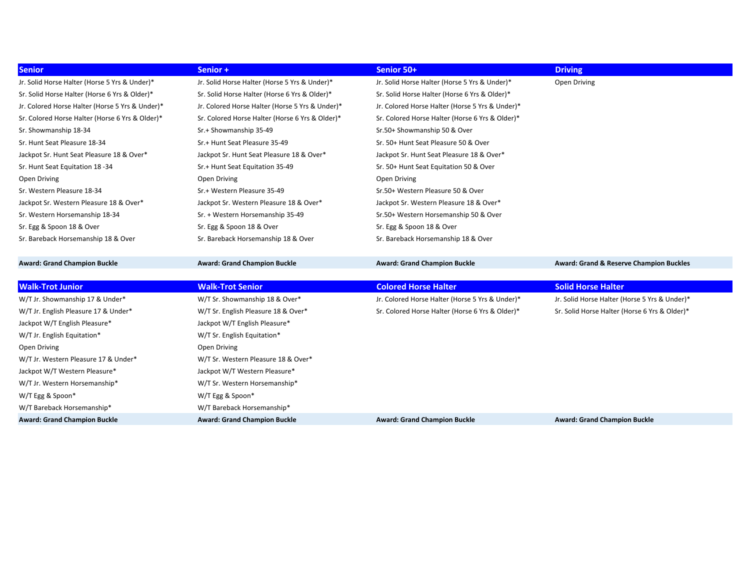| Senior | Senior + | Senior 50+ | Driving |
|---|---|---|---|
| Jr. Solid Horse Halter (Horse 5 Yrs & Under)* | Jr. Solid Horse Halter (Horse 5 Yrs & Under)* | Jr. Solid Horse Halter (Horse 5 Yrs & Under)* | Open Driving |
| Sr. Solid Horse Halter (Horse 6 Yrs & Older)* | Sr. Solid Horse Halter (Horse 6 Yrs & Older)* | Sr. Solid Horse Halter (Horse 6 Yrs & Older)* | |
| Jr. Colored Horse Halter (Horse 5 Yrs & Under)* | Jr. Colored Horse Halter (Horse 5 Yrs & Under)* | Jr. Colored Horse Halter (Horse 5 Yrs & Under)* | |
| Sr. Colored Horse Halter (Horse 6 Yrs & Older)* | Sr. Colored Horse Halter (Horse 6 Yrs & Older)* | Sr. Colored Horse Halter (Horse 6 Yrs & Older)* | |
| Sr. Showmanship 18-34 | Sr.+ Showmanship 35-49 | Sr.50+ Showmanship 50 & Over | |
| Sr. Hunt Seat Pleasure 18-34 | Sr.+ Hunt Seat Pleasure 35-49 | Sr. 50+ Hunt Seat Pleasure 50 & Over | |
| Jackpot Sr. Hunt Seat Pleasure 18 & Over* | Jackpot Sr. Hunt Seat Pleasure 18 & Over* | Jackpot Sr. Hunt Seat Pleasure 18 & Over* | |
| Sr. Hunt Seat Equitation 18 -34 | Sr.+ Hunt Seat Equitation 35-49 | Sr. 50+ Hunt Seat Equitation 50 & Over | |
| Open Driving | Open Driving | Open Driving | |
| Sr. Western Pleasure 18-34 | Sr.+ Western Pleasure 35-49 | Sr.50+ Western Pleasure 50 & Over | |
| Jackpot Sr. Western Pleasure 18 & Over* | Jackpot Sr. Western Pleasure 18 & Over* | Jackpot Sr. Western Pleasure 18 & Over* | |
| Sr. Western Horsemanship 18-34 | Sr. + Western Horsemanship 35-49 | Sr.50+ Western Horsemanship 50 & Over | |
| Sr. Egg & Spoon 18 & Over | Sr. Egg & Spoon 18 & Over | Sr. Egg & Spoon 18 & Over | |
| Sr. Bareback Horsemanship 18 & Over | Sr. Bareback Horsemanship 18 & Over | Sr. Bareback Horsemanship 18 & Over | |
| **Award: Grand Champion Buckle** | **Award: Grand Champion Buckle** | **Award: Grand Champion Buckle** | **Award: Grand & Reserve Champion Buckles** |

| Walk-Trot Junior | Walk-Trot Senior | Colored Horse Halter | Solid Horse Halter |
|---|---|---|---|
| W/T Jr. Showmanship 17 & Under* | W/T Sr. Showmanship 18 & Over* | Jr. Colored Horse Halter (Horse 5 Yrs & Under)* | Jr. Solid Horse Halter (Horse 5 Yrs & Under)* |
| W/T Jr. English Pleasure 17 & Under* | W/T Sr. English Pleasure 18 & Over* | Sr. Colored Horse Halter (Horse 6 Yrs & Older)* | Sr. Solid Horse Halter (Horse 6 Yrs & Older)* |
| Jackpot W/T English Pleasure* | Jackpot W/T English Pleasure* | | |
| W/T Jr. English Equitation* | W/T Sr. English Equitation* | | |
| Open Driving | Open Driving | | |
| W/T Jr. Western Pleasure 17 & Under* | W/T Sr. Western Pleasure 18 & Over* | | |
| Jackpot W/T Western Pleasure* | Jackpot W/T Western Pleasure* | | |
| W/T Jr. Western Horsemanship* | W/T Sr. Western Horsemanship* | | |
| W/T Egg & Spoon* | W/T Egg & Spoon* | | |
| W/T Bareback Horsemanship* | W/T Bareback Horsemanship* | | |
| **Award: Grand Champion Buckle** | **Award: Grand Champion Buckle** | **Award: Grand Champion Buckle** | **Award: Grand Champion Buckle** |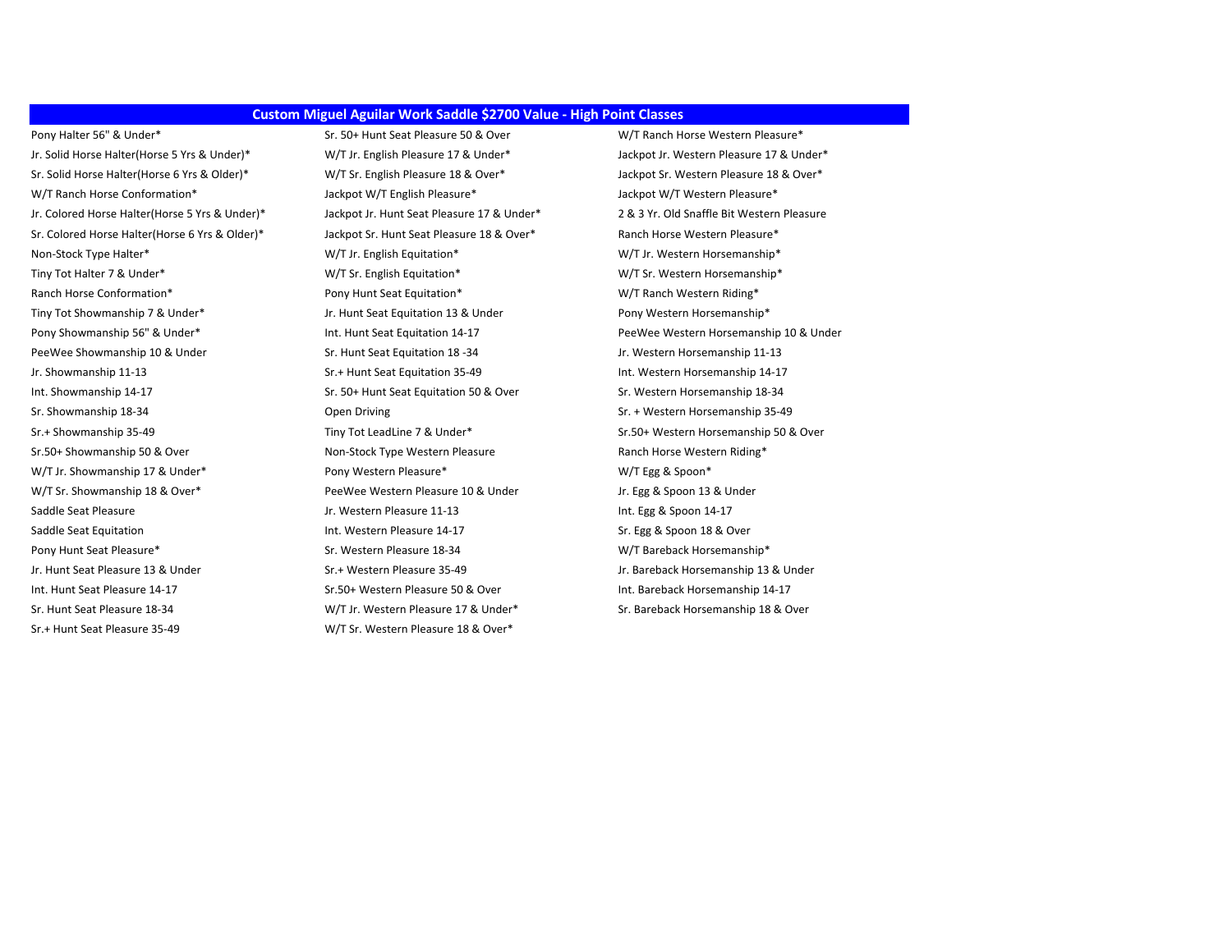## Custom Miguel Aguilar Work Saddle $2700 Value - High Point Classes

Pony Halter 56" & Under*
Jr. Solid Horse Halter(Horse 5 Yrs & Under)*
Sr. Solid Horse Halter(Horse 6 Yrs & Older)*
W/T Ranch Horse Conformation*
Jr. Colored Horse Halter(Horse 5 Yrs & Under)*
Sr. Colored Horse Halter(Horse 6 Yrs & Older)*
Non-Stock Type Halter*
Tiny Tot Halter 7 & Under*
Ranch Horse Conformation*
Tiny Tot Showmanship 7 & Under*
Pony Showmanship 56" & Under*
PeeWee Showmanship 10 & Under
Jr. Showmanship 11-13
Int. Showmanship 14-17
Sr. Showmanship 18-34
Sr.+ Showmanship 35-49
Sr.50+ Showmanship 50 & Over
W/T Jr. Showmanship 17 & Under*
W/T Sr. Showmanship 18 & Over*
Saddle Seat Pleasure
Saddle Seat Equitation
Pony Hunt Seat Pleasure*
Jr. Hunt Seat Pleasure 13 & Under
Int. Hunt Seat Pleasure 14-17
Sr. Hunt Seat Pleasure 18-34
Sr.+ Hunt Seat Pleasure 35-49

Sr. 50+ Hunt Seat Pleasure 50 & Over
W/T Jr. English Pleasure 17 & Under*
W/T Sr. English Pleasure 18 & Over*
Jackpot W/T English Pleasure*
Jackpot Jr. Hunt Seat Pleasure 17 & Under*
Jackpot Sr. Hunt Seat Pleasure 18 & Over*
W/T Jr. English Equitation*
W/T Sr. English Equitation*
Pony Hunt Seat Equitation*
Jr. Hunt Seat Equitation 13 & Under
Int. Hunt Seat Equitation 14-17
Sr. Hunt Seat Equitation 18 -34
Sr.+ Hunt Seat Equitation 35-49
Sr. 50+ Hunt Seat Equitation 50 & Over
Open Driving
Tiny Tot LeadLine 7 & Under*
Non-Stock Type Western Pleasure
Pony Western Pleasure*
PeeWee Western Pleasure 10 & Under
Jr. Western Pleasure 11-13
Int. Western Pleasure 14-17
Sr. Western Pleasure 18-34
Sr.+ Western Pleasure 35-49
Sr.50+ Western Pleasure 50 & Over
W/T Jr. Western Pleasure 17 & Under*
W/T Sr. Western Pleasure 18 & Over*

W/T Ranch Horse Western Pleasure*
Jackpot Jr. Western Pleasure 17 & Under*
Jackpot Sr. Western Pleasure 18 & Over*
Jackpot W/T Western Pleasure*
2 & 3 Yr. Old Snaffle Bit Western Pleasure
Ranch Horse Western Pleasure*
W/T Jr. Western Horsemanship*
W/T Sr. Western Horsemanship*
W/T Ranch Western Riding*
Pony Western Horsemanship*
PeeWee Western Horsemanship 10 & Under
Jr. Western Horsemanship 11-13
Int. Western Horsemanship 14-17
Sr. Western Horsemanship 18-34
Sr. + Western Horsemanship 35-49
Sr.50+ Western Horsemanship 50 & Over
Ranch Horse Western Riding*
W/T Egg & Spoon*
Jr. Egg & Spoon 13 & Under
Int. Egg & Spoon 14-17
Sr. Egg & Spoon 18 & Over
W/T Bareback Horsemanship*
Jr. Bareback Horsemanship 13 & Under
Int. Bareback Horsemanship 14-17
Sr. Bareback Horsemanship 18 & Over